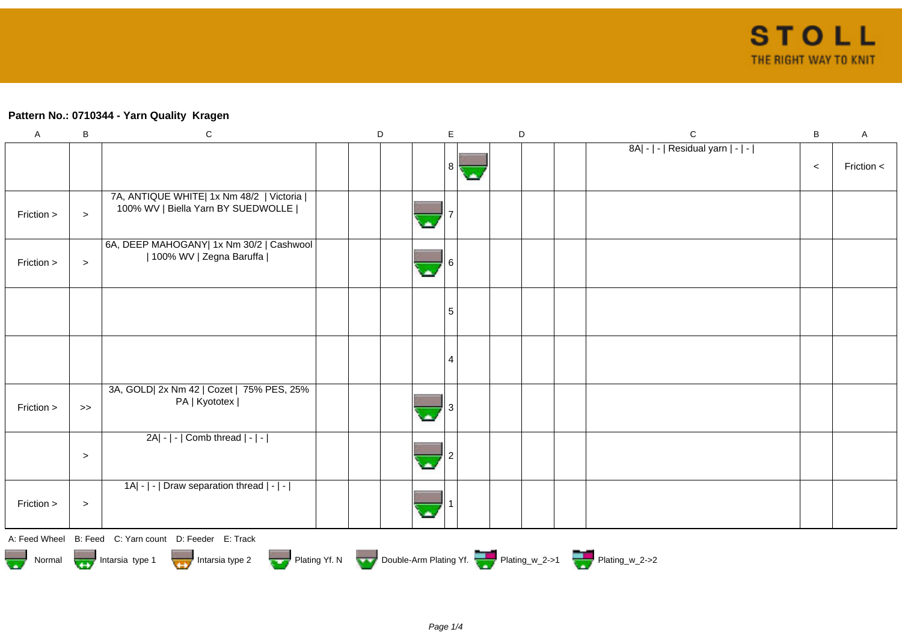**Pattern No.: 0710344 - Yarn Quality  Kragen**

| A | B | C | D | D | D | | E | D | D | D | C | B | A |
|---|---|---|---|---|---|---|---|---|---|---|---|---|---|
| | | | | | | | 8 | | | | 8A\| - \| - \| Residual yarn \| - \| - \| | < | Friction < |
| Friction > | > | 7A, ANTIQUE WHITE\| 1x Nm 48/2 \| Victoria \| 100% WV \| Biella Yarn BY SUEDWOLLE \| | | | | | 7 | | | | | | |
| Friction > | > | 6A, DEEP MAHOGANY\| 1x Nm 30/2 \| Cashwool \| 100% WV \| Zegna Baruffa \| | | | | | 6 | | | | | | |
| | | | | | | | 5 | | | | | | |
| | | | | | | | 4 | | | | | | |
| Friction > | >> | 3A, GOLD\| 2x Nm 42 \| Cozet \| 75% PES, 25% PA \| Kyototex \| | | | | | 3 | | | | | | |
| | > | 2A\| - \| - \| Comb thread \| - \| - \| | | | | | 2 | | | | | | |
| Friction > | > | 1A\| - \| - \| Draw separation thread \| - \| - \| | | | | | 1 | | | | | | |

A: Feed Wheel  B: Feed  C: Yarn count  D: Feeder  E: Track

Normal  Intarsia type 1  Intarsia type 2  Plating Yf. N  Double-Arm Plating Yf.  Plating_w_2->1  Plating_w_2->2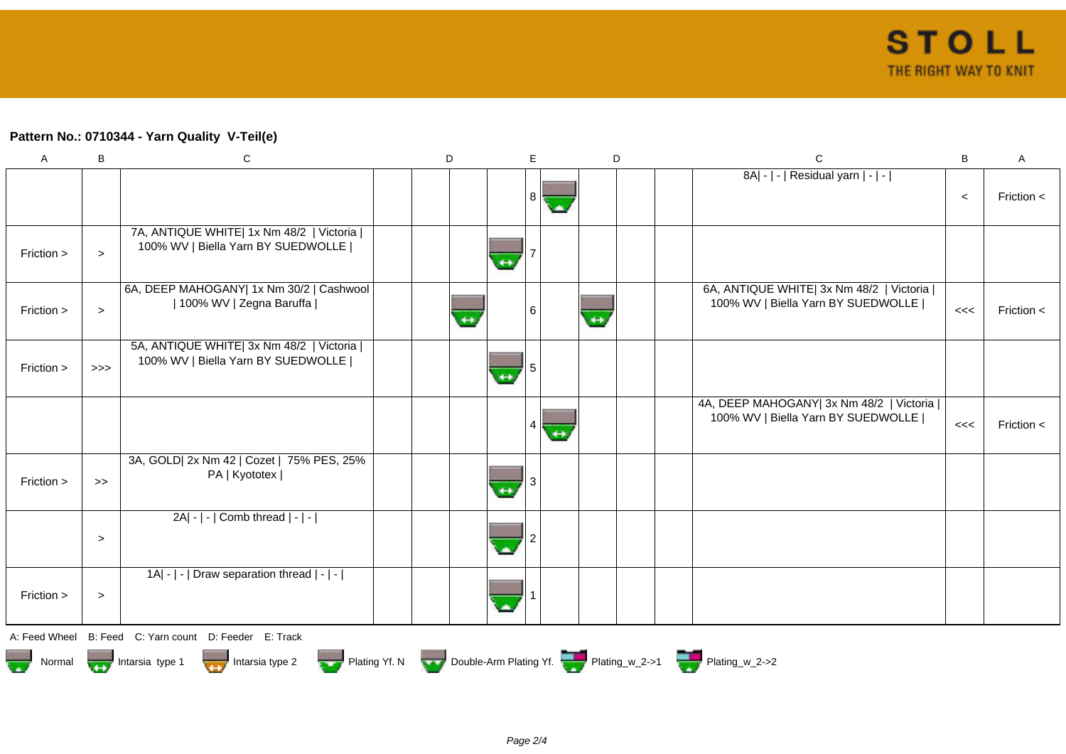**Pattern No.: 0710344 - Yarn Quality V-Teil(e)**

| A | B | C | | D | | E | | D | | C | B | A |
|---|---|---|---|---|---|---|---|---|---|---|---|---|
| | | | | | | 8 | | | | 8A\| - \| - \| Residual yarn \| - \| - \| | < | Friction < |
| Friction > | > | 7A, ANTIQUE WHITE\| 1x Nm 48/2 \| Victoria \| 100% WV \| Biella Yarn BY SUEDWOLLE \| | | | | 7 | | | | | | |
| Friction > | > | 6A, DEEP MAHOGANY\| 1x Nm 30/2 \| Cashwool \| 100% WV \| Zegna Baruffa \| | | | | 6 | | | | 6A, ANTIQUE WHITE\| 3x Nm 48/2 \| Victoria \| 100% WV \| Biella Yarn BY SUEDWOLLE \| | <<< | Friction < |
| Friction > | >>> | 5A, ANTIQUE WHITE\| 3x Nm 48/2 \| Victoria \| 100% WV \| Biella Yarn BY SUEDWOLLE \| | | | | 5 | | | | | | |
| | | | | | | 4 | | | | 4A, DEEP MAHOGANY\| 3x Nm 48/2 \| Victoria \| 100% WV \| Biella Yarn BY SUEDWOLLE \| | <<< | Friction < |
| Friction > | >> | 3A, GOLD\| 2x Nm 42 \| Cozet \| 75% PES, 25% PA \| Kyototex \| | | | | 3 | | | | | | |
| | > | 2A\| - \| - \| Comb thread \| - \| - \| | | | | 2 | | | | | | |
| Friction > | > | 1A\| - \| - \| Draw separation thread \| - \| - \| | | | | 1 | | | | | | |

A: Feed Wheel B: Feed C: Yarn count D: Feeder E: Track

Normal Intarsia type 1 Intarsia type 2 Plating Yf. N Double-Arm Plating Yf. Plating_w_2->1 Plating_w_2->2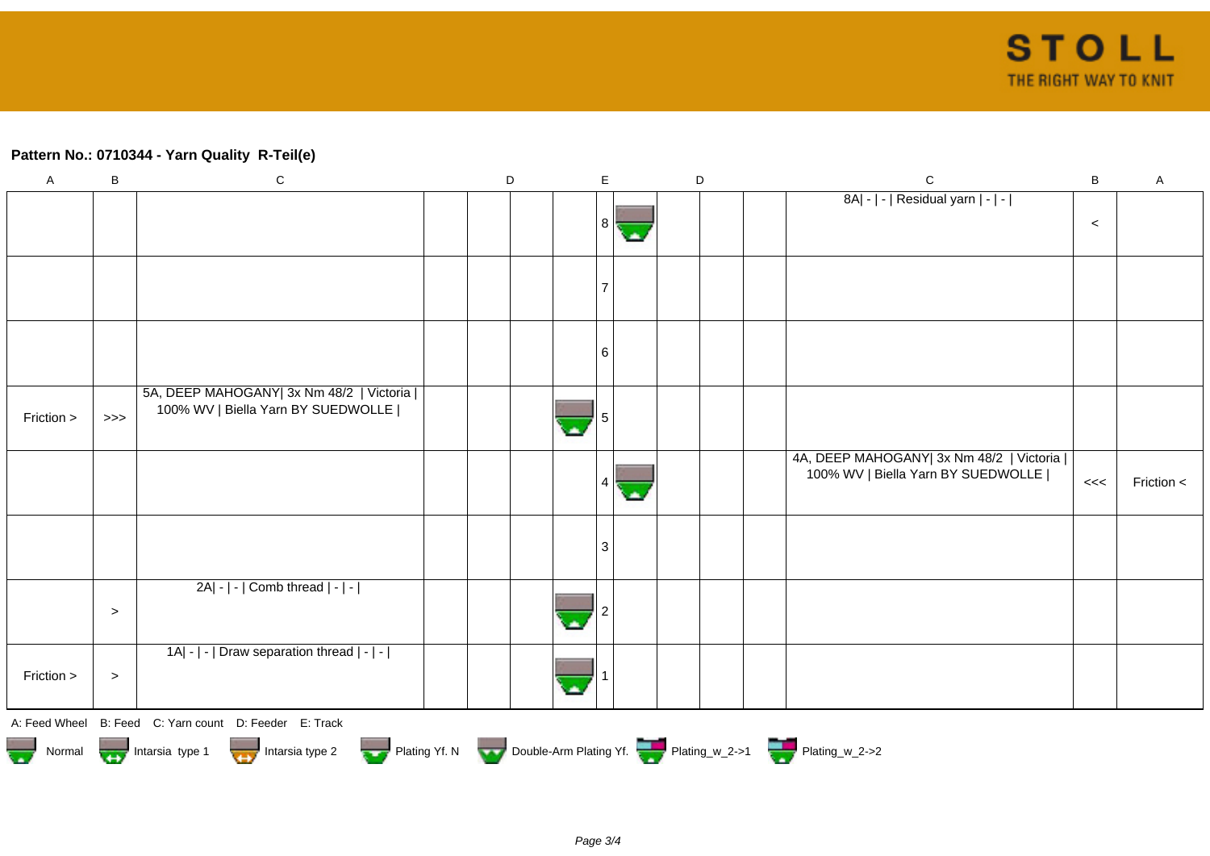**Pattern No.: 0710344 - Yarn Quality  R-Teil(e)**

| A | B | C | D | D | D | | E | | D | D | D | C | B | A |
|---|---|---|---|---|---|---|---|---|---|---|---|---|---|---|
| | | | | | | | 8 | | | | | 8A\| - \| - \| Residual yarn \| - \| - \| | < | |
| | | | | | | | 7 | | | | | | | |
| | | | | | | | 6 | | | | | | | |
| Friction > | >>> | 5A, DEEP MAHOGANY\| 3x Nm 48/2 \| Victoria \| 100% WV \| Biella Yarn BY SUEDWOLLE \| | | | | | 5 | | | | | | | |
| | | | | | | | 4 | | | | | 4A, DEEP MAHOGANY\| 3x Nm 48/2 \| Victoria \| 100% WV \| Biella Yarn BY SUEDWOLLE \| | <<< | Friction < |
| | | | | | | | 3 | | | | | | | |
| | > | 2A\| - \| - \| Comb thread \| - \| - \| | | | | | 2 | | | | | | | |
| Friction > | > | 1A\| - \| - \| Draw separation thread \| - \| - \| | | | | | 1 | | | | | | | |

A: Feed Wheel B: Feed C: Yarn count D: Feeder E: Track

Normal | Intarsia type 1 | Intarsia type 2 | Plating Yf. N | Double-Arm Plating Yf. | Plating_w_2->1 | Plating_w_2->2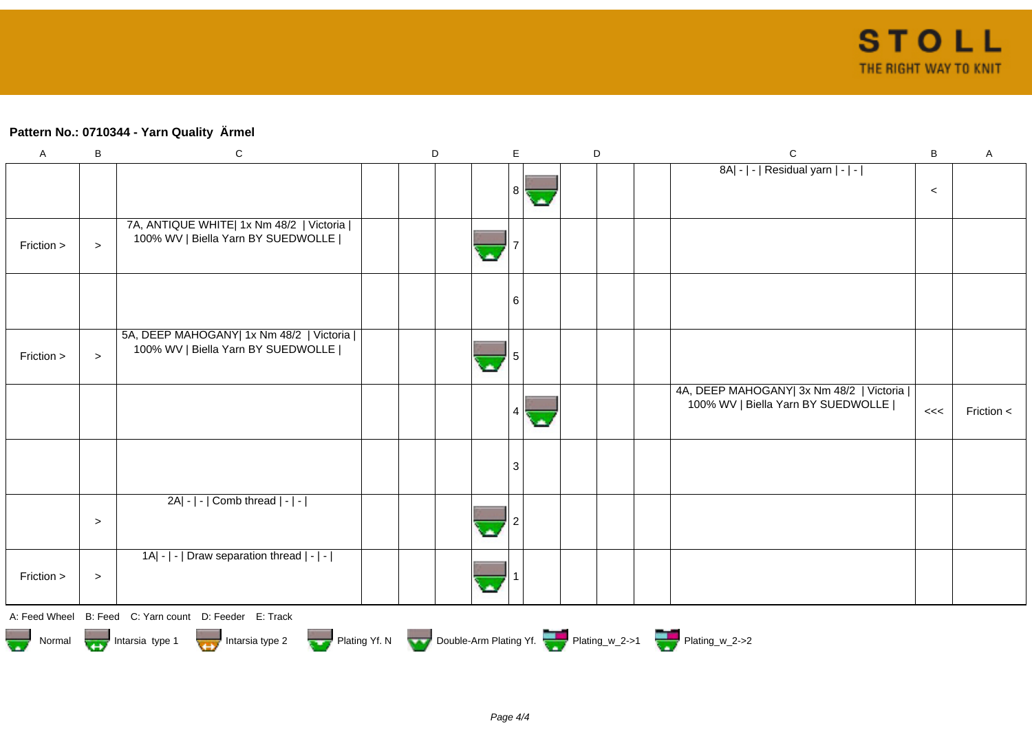**Pattern No.: 0710344 - Yarn Quality  Ärmel**

| A | B | C | D | D | D | E | D | D | D | C | B | A |
|---|---|---|---|---|---|---|---|---|---|---|---|---|
| | | | | | | 8 | | | | 8A\| - \| - \| Residual yarn \| - \| - \| | < | |
| Friction > | > | 7A, ANTIQUE WHITE\| 1x Nm 48/2 \| Victoria \| 100% WV \| Biella Yarn BY SUEDWOLLE \| | | | | 7 | | | | | | |
| | | | | | | 6 | | | | | | |
| Friction > | > | 5A, DEEP MAHOGANY\| 1x Nm 48/2 \| Victoria \| 100% WV \| Biella Yarn BY SUEDWOLLE \| | | | | 5 | | | | | | |
| | | | | | | 4 | | | | 4A, DEEP MAHOGANY\| 3x Nm 48/2 \| Victoria \| 100% WV \| Biella Yarn BY SUEDWOLLE \| | <<< | Friction < |
| | | | | | | 3 | | | | | | |
| | > | 2A\| - \| - \| Comb thread \| - \| - \| | | | | 2 | | | | | | |
| Friction > | > | 1A\| - \| - \| Draw separation thread \| - \| - \| | | | | 1 | | | | | | |

A: Feed Wheel  B: Feed  C: Yarn count  D: Feeder  E: Track

Normal  Intarsia type 1  Intarsia type 2  Plating Yf. N  Double-Arm Plating Yf.  Plating_w_2->1  Plating_w_2->2